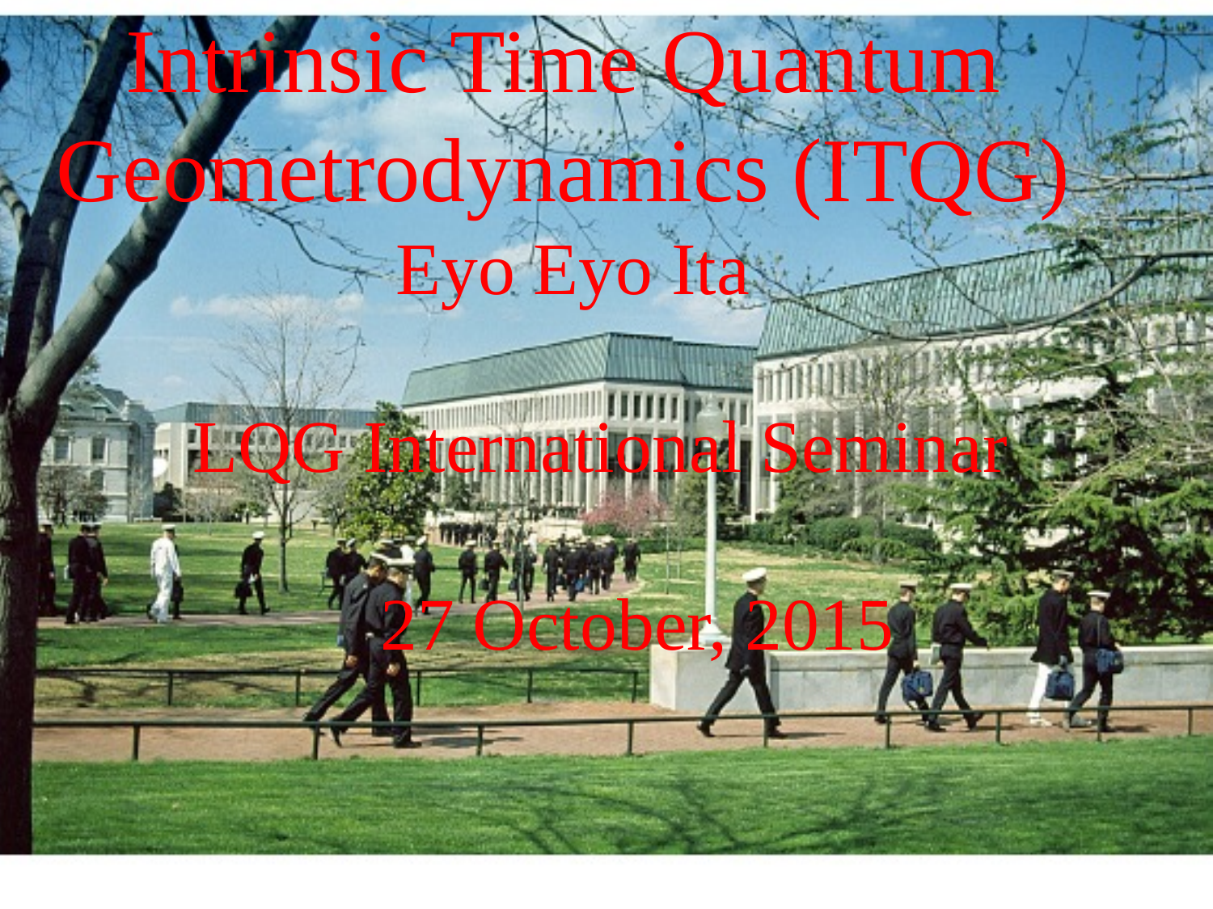# Intrinsic Time Quantum Geometrodynamics (ITQG)

Eyo Eyo Ita

LQG International Seminar

27 October, 2015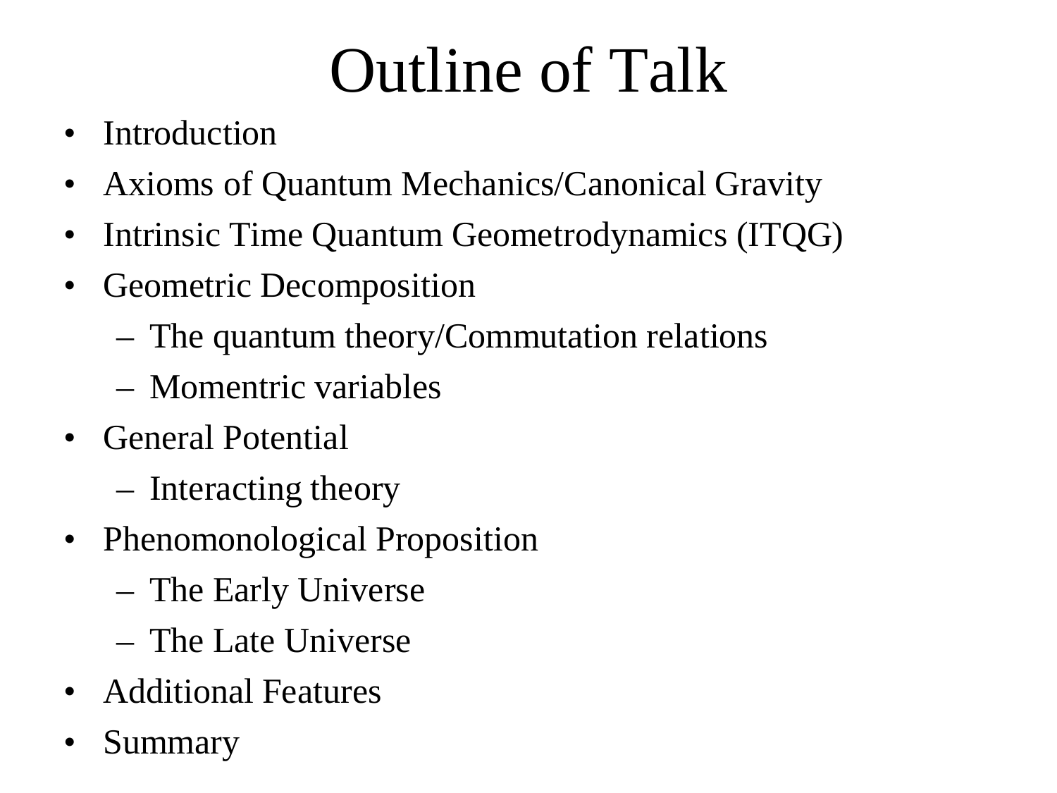# Outline of Talk

- Introduction
- Axioms of Quantum Mechanics/Canonical Gravity
- Intrinsic Time Quantum Geometrodynamics (ITQG)
- Geometric Decomposition
  - The quantum theory/Commutation relations
  - Momentric variables
- General Potential
  - Interacting theory
- Phenomonological Proposition
  - The Early Universe
  - The Late Universe
- Additional Features
- Summary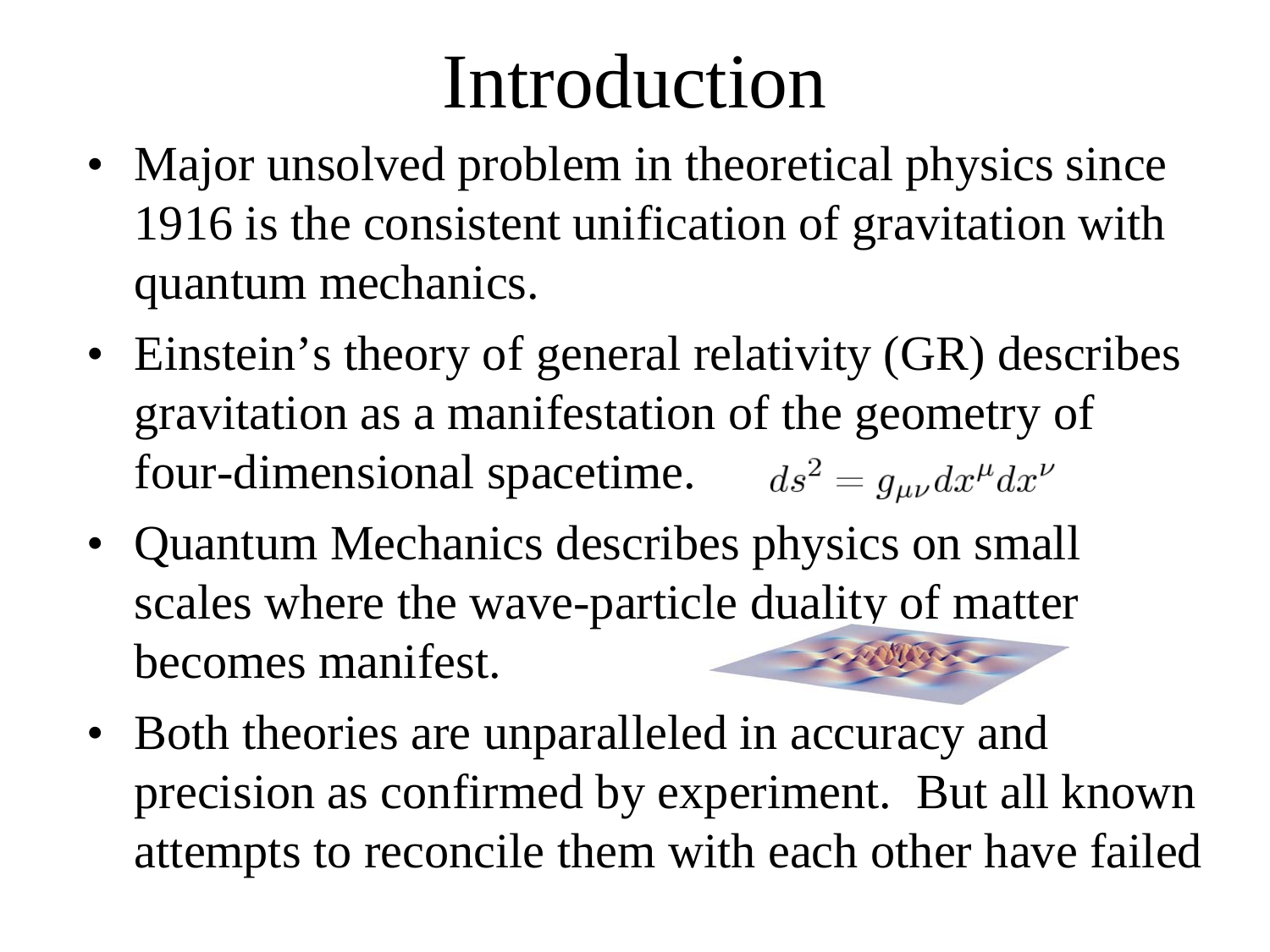# Introduction

- Major unsolved problem in theoretical physics since 1916 is the consistent unification of gravitation with quantum mechanics.
- Einstein's theory of general relativity (GR) describes gravitation as a manifestation of the geometry of four-dimensional spacetime. $ds^2 = g_{\mu\nu} dx^\mu dx^\nu$
- Quantum Mechanics describes physics on small scales where the wave-particle duality of matter becomes manifest.
- Both theories are unparalleled in accuracy and precision as confirmed by experiment. But all known attempts to reconcile them with each other have failed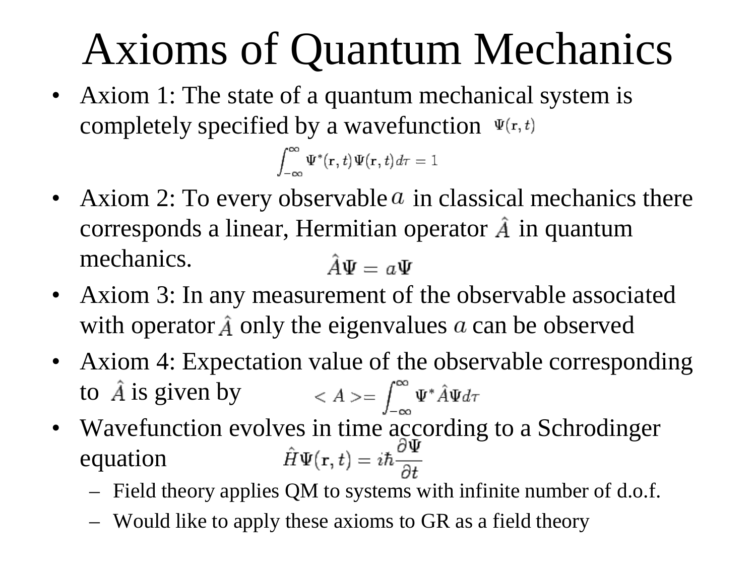# Axioms of Quantum Mechanics

- Axiom 1: The state of a quantum mechanical system is completely specified by a wavefunction $\Psi(\mathbf{r}, t)$

$$\int_{-\infty}^{\infty} \Psi^*(\mathbf{r}, t)\Psi(\mathbf{r}, t)d\tau = 1$$

- Axiom 2: To every observable $a$ in classical mechanics there corresponds a linear, Hermitian operator $\hat{A}$ in quantum mechanics.

$$\hat{A}\Psi = a\Psi$$

- Axiom 3: In any measurement of the observable associated with operator $\hat{A}$ only the eigenvalues $a$ can be observed
- Axiom 4: Expectation value of the observable corresponding to $\hat{A}$ is given by

$$< A >= \int_{-\infty}^{\infty} \Psi^* \hat{A}\Psi d\tau$$

- Wavefunction evolves in time according to a Schrodinger equation

$$\hat{H}\Psi(\mathbf{r}, t) = i\hbar\frac{\partial \Psi}{\partial t}$$

  – Field theory applies QM to systems with infinite number of d.o.f.

  – Would like to apply these axioms to GR as a field theory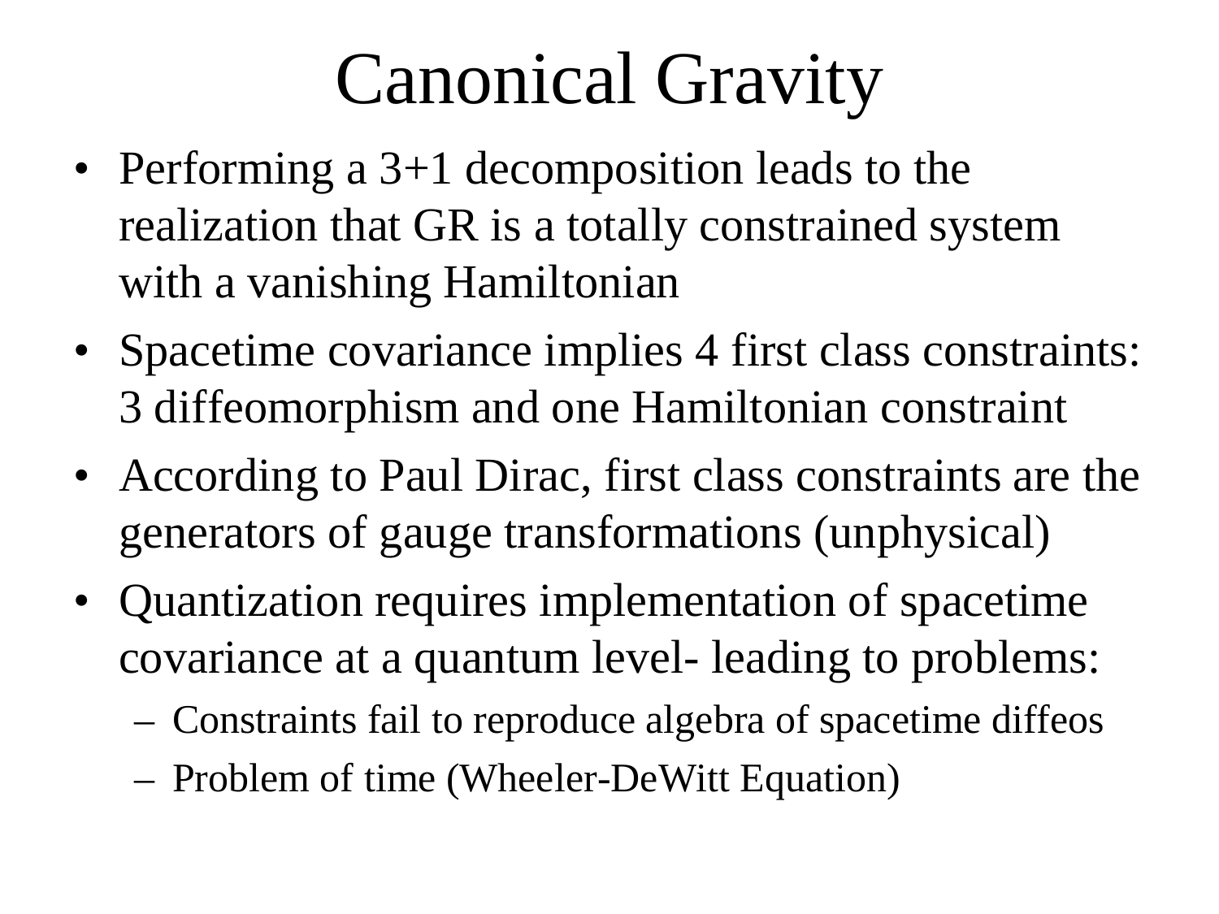# Canonical Gravity

- Performing a 3+1 decomposition leads to the realization that GR is a totally constrained system with a vanishing Hamiltonian
- Spacetime covariance implies 4 first class constraints: 3 diffeomorphism and one Hamiltonian constraint
- According to Paul Dirac, first class constraints are the generators of gauge transformations (unphysical)
- Quantization requires implementation of spacetime covariance at a quantum level- leading to problems:
  - Constraints fail to reproduce algebra of spacetime diffeos
  - Problem of time (Wheeler-DeWitt Equation)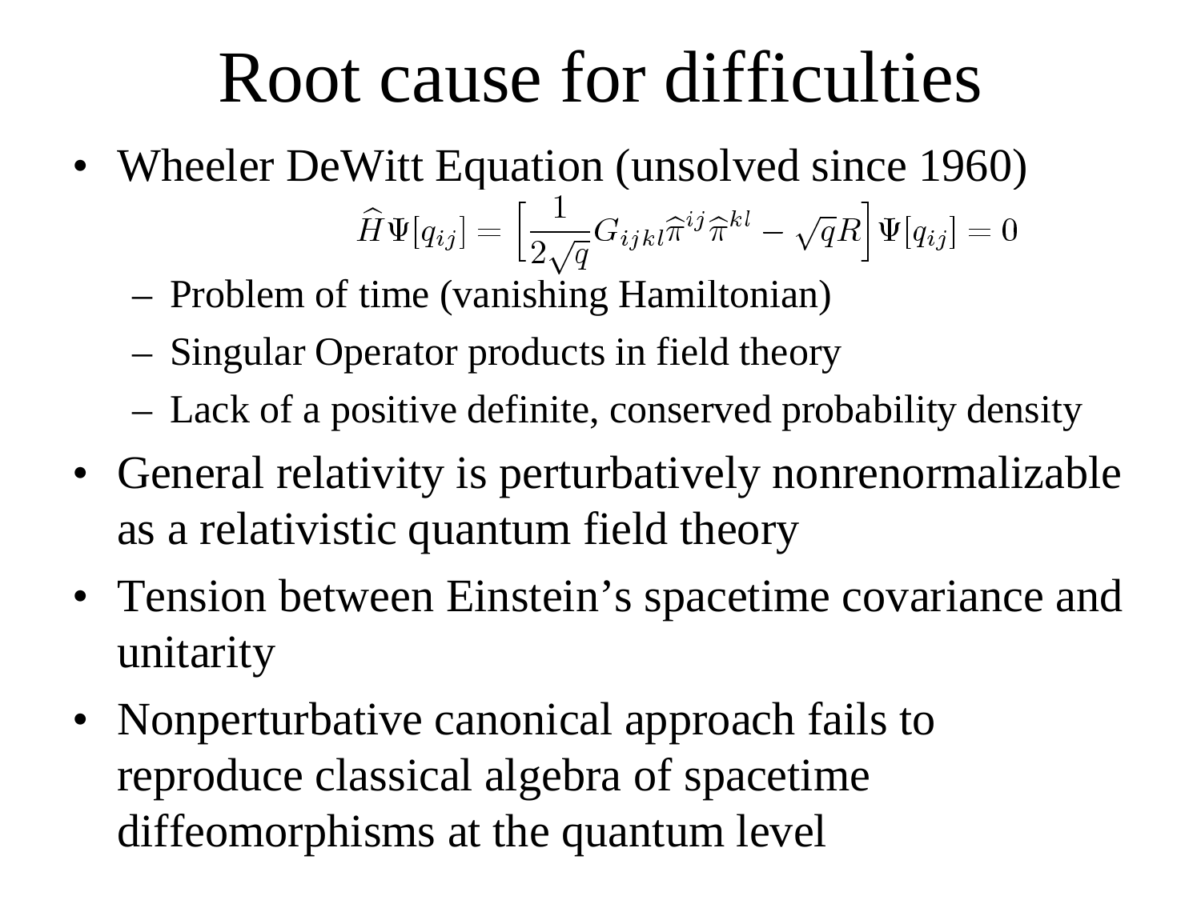# Root cause for difficulties

- Wheeler DeWitt Equation (unsolved since 1960)

$$\widehat{H}\Psi[q_{ij}] = \left[\frac{1}{2\sqrt{q}}G_{ijkl}\widehat{\pi}^{ij}\widehat{\pi}^{kl} - \sqrt{q}R\right]\Psi[q_{ij}] = 0$$

  - Problem of time (vanishing Hamiltonian)
  - Singular Operator products in field theory
  - Lack of a positive definite, conserved probability density
- General relativity is perturbatively nonrenormalizable as a relativistic quantum field theory
- Tension between Einstein's spacetime covariance and unitarity
- Nonperturbative canonical approach fails to reproduce classical algebra of spacetime diffeomorphisms at the quantum level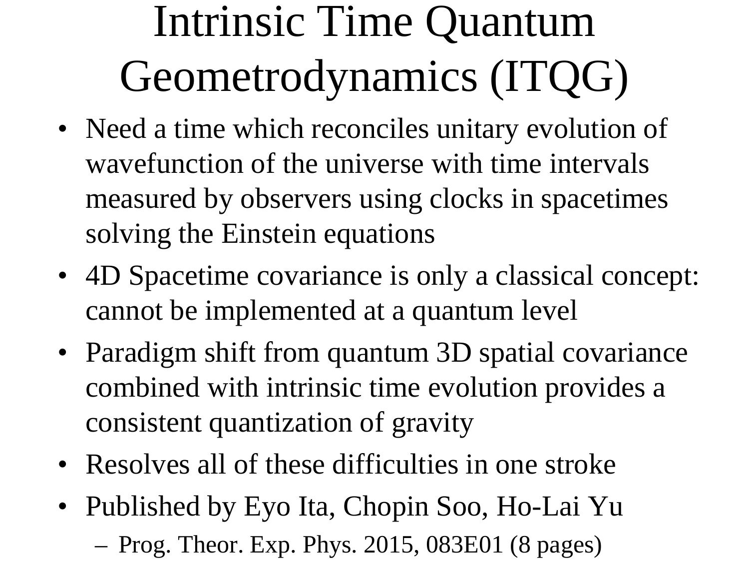# Intrinsic Time Quantum Geometrodynamics (ITQG)

- Need a time which reconciles unitary evolution of wavefunction of the universe with time intervals measured by observers using clocks in spacetimes solving the Einstein equations
- 4D Spacetime covariance is only a classical concept: cannot be implemented at a quantum level
- Paradigm shift from quantum 3D spatial covariance combined with intrinsic time evolution provides a consistent quantization of gravity
- Resolves all of these difficulties in one stroke
- Published by Eyo Ita, Chopin Soo, Ho-Lai Yu
  - Prog. Theor. Exp. Phys. 2015, 083E01 (8 pages)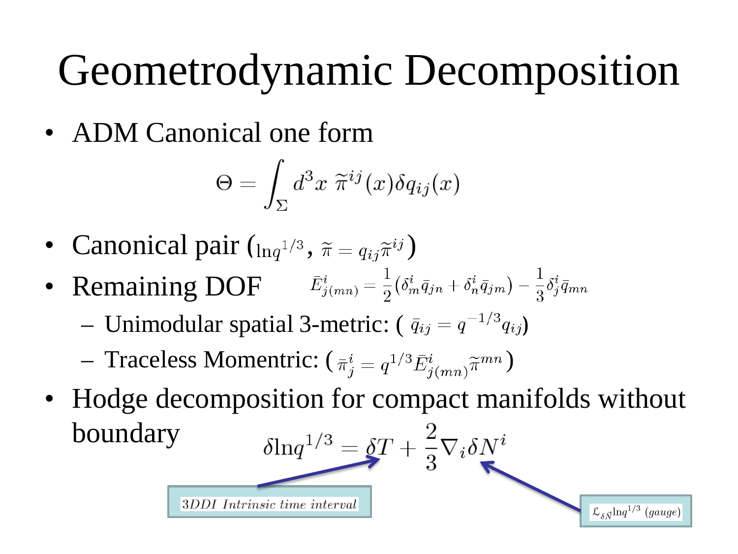# Geometrodynamic Decomposition

- ADM Canonical one form

$$\Theta = \int_{\Sigma} d^3x \; \widetilde{\pi}^{ij}(x)\delta q_{ij}(x)$$

- Canonical pair ($\ln q^{1/3}$, $\widetilde{\pi} = q_{ij}\widetilde{\pi}^{ij}$)
- Remaining DOF $\bar{E}^i_{j(mn)} = \frac{1}{2}(\delta^i_m \bar{q}_{jn} + \delta^i_n \bar{q}_{jm}) - \frac{1}{3}\delta^i_j \bar{q}_{mn}$
  - Unimodular spatial 3-metric: ( $\bar{q}_{ij} = q^{-1/3} q_{ij}$)
  - Traceless Momentric: ( $\bar{\pi}^i_j = q^{1/3} \bar{E}^i_{j(mn)} \widetilde{\pi}^{mn}$ )
- Hodge decomposition for compact manifolds without boundary

$$\delta \ln q^{1/3} = \delta T + \frac{2}{3}\nabla_i \delta N^i$$

*3DDI Intrinsic time interval* (pointing to $\delta T$)

$\mathcal{L}_{\delta \vec{N}} \ln q^{1/3}$ *(gauge)* (pointing to $\frac{2}{3}\nabla_i \delta N^i$)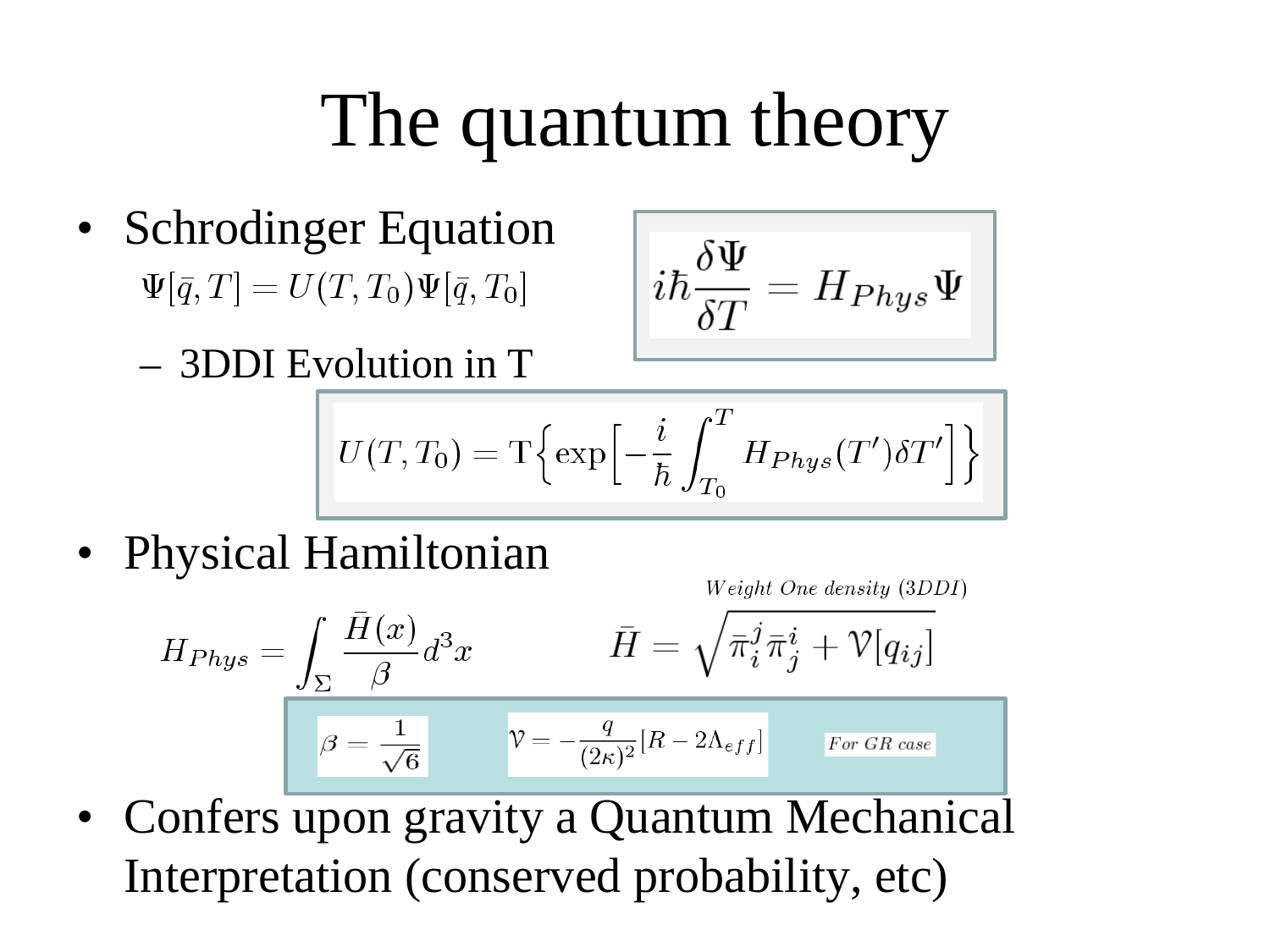# The quantum theory

- Schrodinger Equation

  $\Psi[\bar{q}, T] = U(T, T_0)\Psi[\bar{q}, T_0]$

$$i\hbar \frac{\delta \Psi}{\delta T} = H_{Phys}\Psi$$

  - 3DDI Evolution in T

$$U(T, T_0) = \mathrm{T}\Big\{\exp\Big[-\frac{i}{\hbar}\int_{T_0}^{T} H_{Phys}(T')\delta T'\Big]\Big\}$$

- Physical Hamiltonian

$$H_{Phys} = \int_{\Sigma} \frac{\bar{H}(x)}{\beta} d^3x \qquad \bar{H} = \overbrace{\sqrt{\bar{\pi}^j_i \bar{\pi}^i_j + \mathcal{V}[q_{ij}]}}^{Weight\ One\ density\ (3DDI)}$$

$$\beta = \frac{1}{\sqrt{6}} \qquad \mathcal{V} = -\frac{q}{(2\kappa)^2}[R - 2\Lambda_{eff}] \qquad For\ GR\ case$$

- Confers upon gravity a Quantum Mechanical Interpretation (conserved probability, etc)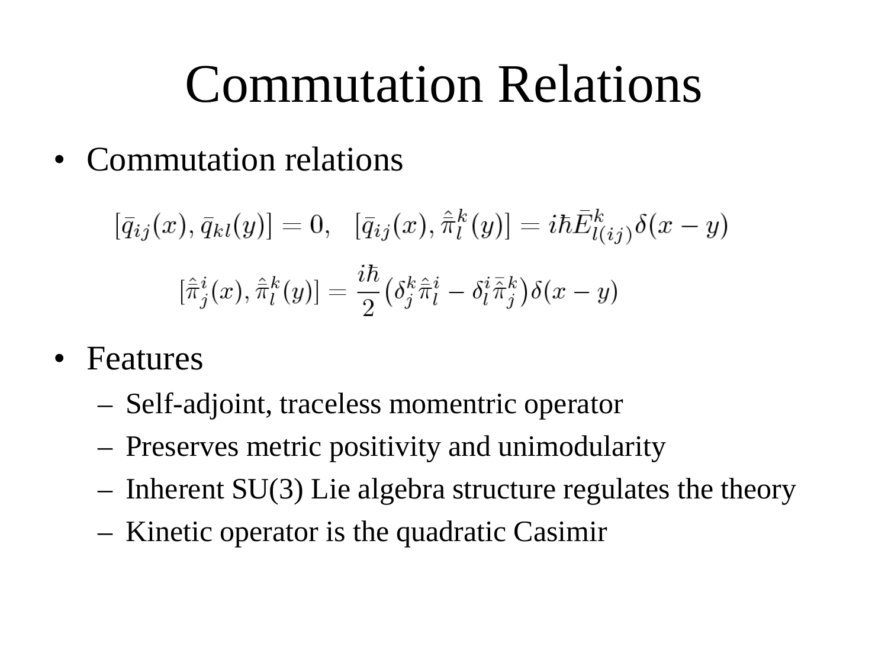# Commutation Relations

- Commutation relations

$$[\bar{q}_{ij}(x), \bar{q}_{kl}(y)] = 0, \quad [\bar{q}_{ij}(x), \hat{\bar{\pi}}_l^k(y)] = i\hbar \bar{E}^k_{l(ij)} \delta(x-y)$$

$$[\hat{\bar{\pi}}_j^i(x), \hat{\bar{\pi}}_l^k(y)] = \frac{i\hbar}{2} \left( \delta_j^k \hat{\bar{\pi}}_l^i - \delta_l^i \hat{\bar{\pi}}_j^k \right) \delta(x-y)$$

- Features
  - Self-adjoint, traceless momentric operator
  - Preserves metric positivity and unimodularity
  - Inherent SU(3) Lie algebra structure regulates the theory
  - Kinetic operator is the quadratic Casimir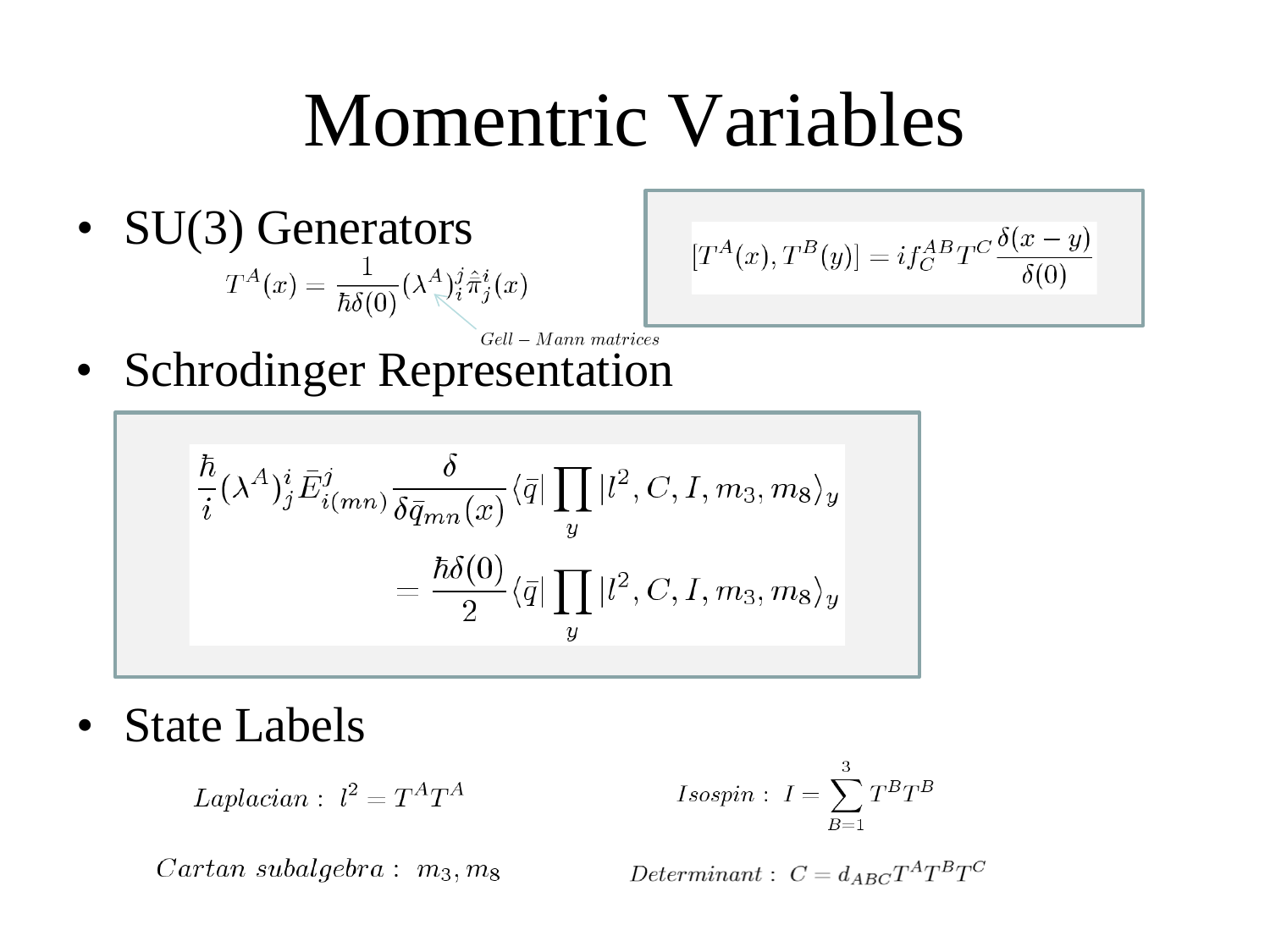# Momentric Variables

- SU(3) Generators

$$T^A(x) = \frac{1}{\hbar\delta(0)}(\lambda^A)^j_i \hat{\bar{\pi}}^i_j(x)$$

$Gell-Mann\ matrices$

$$[T^A(x), T^B(y)] = if^{AB}_C T^C \frac{\delta(x-y)}{\delta(0)}$$

- Schrodinger Representation

$$\frac{\hbar}{i}(\lambda^A)^i_j \bar{E}^j_{i(mn)} \frac{\delta}{\delta\bar{q}_{mn}(x)} \langle\bar{q}| \prod_y |l^2, C, I, m_3, m_8\rangle_y = \frac{\hbar\delta(0)}{2}\langle\bar{q}| \prod_y |l^2, C, I, m_3, m_8\rangle_y$$

- State Labels

$Laplacian:\ l^2 = T^A T^A$

$Isospin:\ I = \sum_{B=1}^{3} T^B T^B$

$Cartan\ subalgebra:\ m_3, m_8$

$Determinant:\ C = d_{ABC} T^A T^B T^C$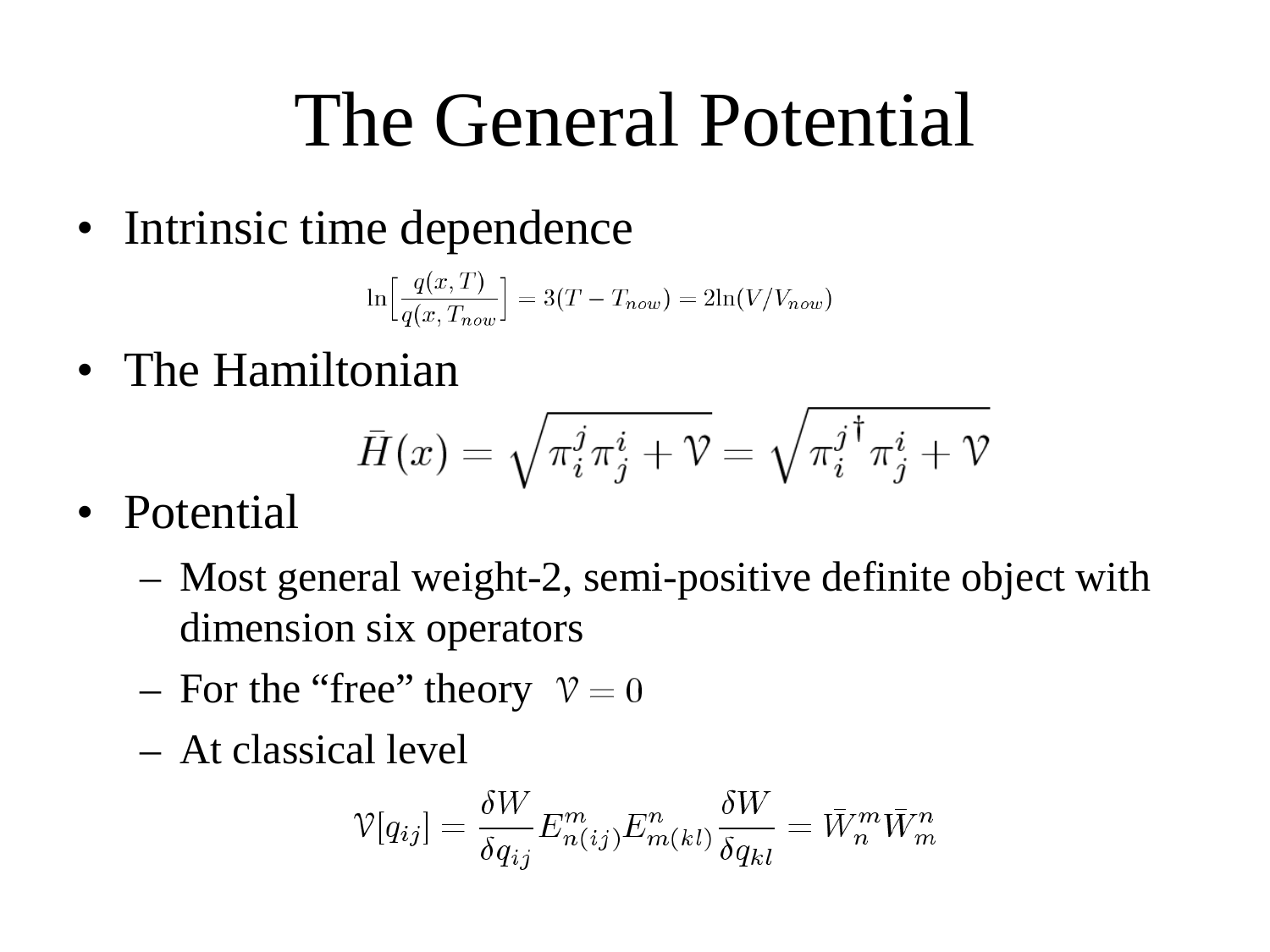# The General Potential

- Intrinsic time dependence

$$\ln\Big[\frac{q(x,T)}{q(x,T_{now})}\Big] = 3(T - T_{now}) = 2\ln(V/V_{now})$$

- The Hamiltonian

$$\bar{H}(x) = \sqrt{\pi^j_i \pi^i_j + \mathcal{V}} = \sqrt{{\pi^j_i}^\dagger \pi^i_j + \mathcal{V}}$$

- Potential
  - Most general weight-2, semi-positive definite object with dimension six operators
  - For the “free” theory $\mathcal{V} = 0$
  - At classical level

$$\mathcal{V}[q_{ij}] = \frac{\delta W}{\delta q_{ij}} E^m_{n(ij)} E^n_{m(kl)} \frac{\delta W}{\delta q_{kl}} = \bar{W}^m_n \bar{W}^n_m$$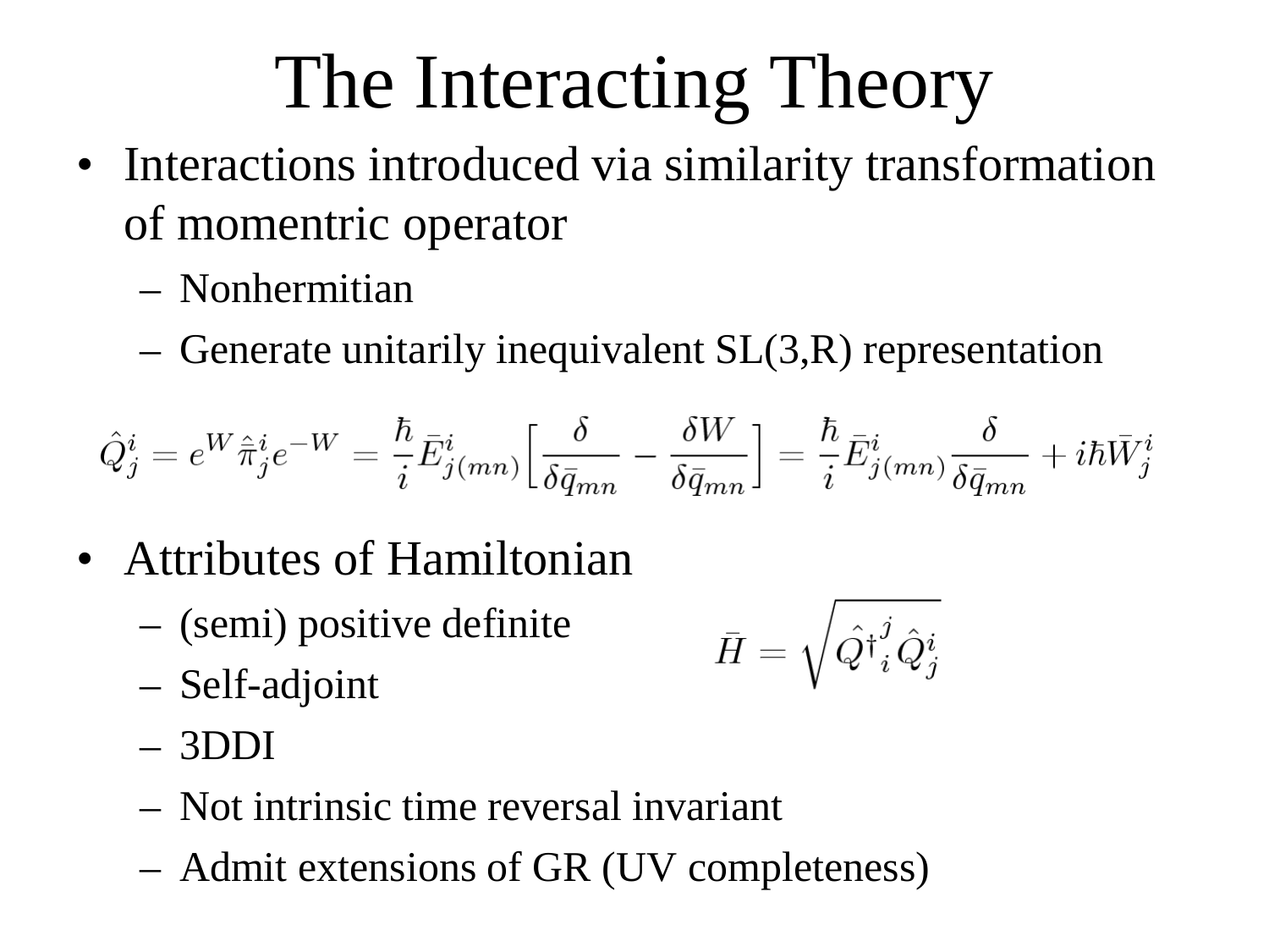# The Interacting Theory

- Interactions introduced via similarity transformation of momentric operator
  - Nonhermitian
  - Generate unitarily inequivalent SL(3,R) representation

$$\hat{Q}^i_j = e^W \hat{\bar{\pi}}^i_j e^{-W} = \frac{\hbar}{i}\bar{E}^i_{j(mn)}\left[\frac{\delta}{\delta \bar{q}_{mn}} - \frac{\delta W}{\delta \bar{q}_{mn}}\right] = \frac{\hbar}{i}\bar{E}^i_{j(mn)}\frac{\delta}{\delta \bar{q}_{mn}} + i\hbar \bar{W}^i_j$$

- Attributes of Hamiltonian
  - (semi) positive definite
  - Self-adjoint
  - 3DDI
  - Not intrinsic time reversal invariant
  - Admit extensions of GR (UV completeness)

$$\bar{H} = \sqrt{\hat{Q}^{\dagger}{}^j_i \hat{Q}^i_j}$$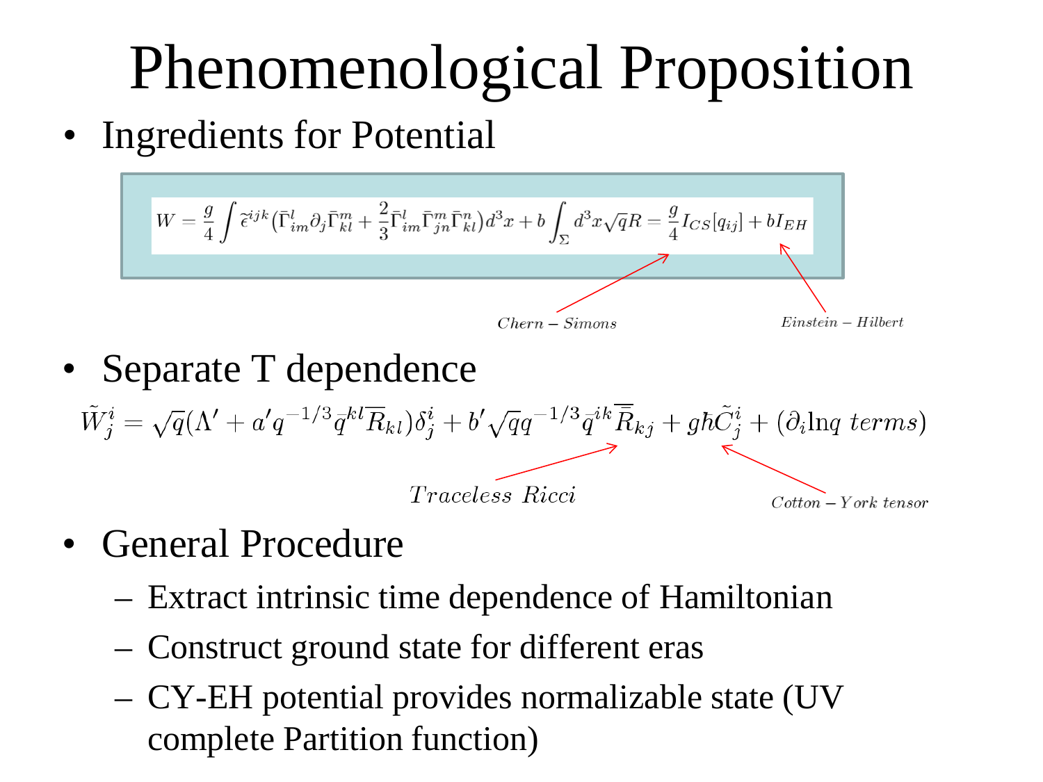# Phenomenological Proposition

- Ingredients for Potential

$$W = \frac{g}{4}\int \tilde{\epsilon}^{ijk}(\bar{\Gamma}^{l}_{im}\partial_j\bar{\Gamma}^{m}_{kl} + \frac{2}{3}\bar{\Gamma}^{l}_{im}\bar{\Gamma}^{m}_{jn}\bar{\Gamma}^{n}_{kl})d^3x + b\int_{\Sigma} d^3x\sqrt{q}R = \frac{g}{4}I_{CS}[q_{ij}] + bI_{EH}$$

$Chern-Simons$ $\quad$ $Einstein-Hilbert$

- Separate T dependence

$$\tilde{W}^i_j = \sqrt{q}(\Lambda' + a' q^{-1/3}\bar{q}^{kl}\overline{R}_{kl})\delta^i_j + b'\sqrt{q}q^{-1/3}\bar{q}^{ik}\overline{\overline{R}}_{kj} + g\hbar\tilde{C}^i_j + (\partial_i \ln q \ terms)$$

$Traceless\ Ricci$ $\quad$ $Cotton-York\ tensor$

- General Procedure
  - Extract intrinsic time dependence of Hamiltonian
  - Construct ground state for different eras
  - CY-EH potential provides normalizable state (UV complete Partition function)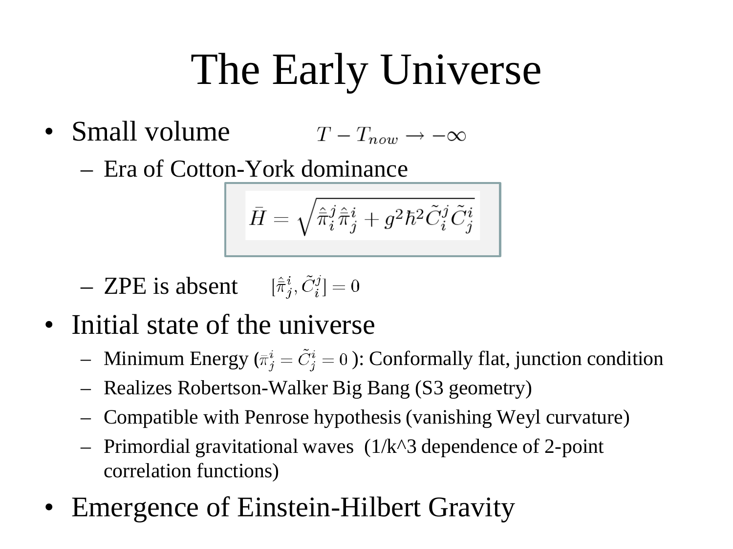# The Early Universe

- Small volume $T - T_{now} \rightarrow -\infty$
  - Era of Cotton-York dominance

$$\bar{H} = \sqrt{\hat{\bar{\pi}}^j_i \hat{\bar{\pi}}^i_j + g^2 \hbar^2 \tilde{C}^j_i \tilde{C}^i_j}$$

  - ZPE is absent $[\hat{\bar{\pi}}^i_j, \tilde{C}^j_i] = 0$
- Initial state of the universe
  - Minimum Energy ($\bar{\pi}^i_j = \tilde{C}^i_j = 0$): Conformally flat, junction condition
  - Realizes Robertson-Walker Big Bang (S3 geometry)
  - Compatible with Penrose hypothesis (vanishing Weyl curvature)
  - Primordial gravitational waves (1/k^3 dependence of 2-point correlation functions)
- Emergence of Einstein-Hilbert Gravity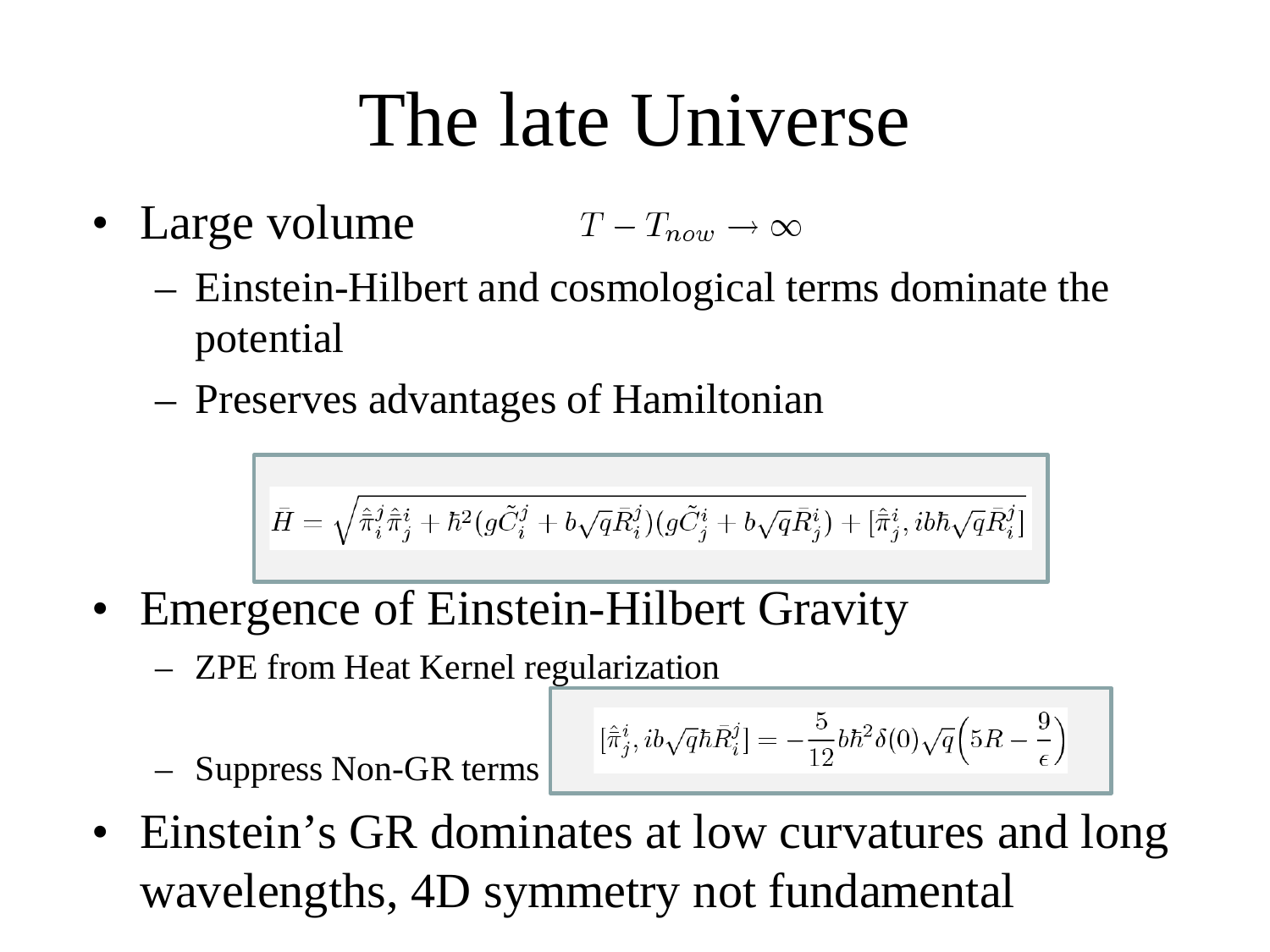# The late Universe

- Large volume $T - T_{now} \to \infty$
  - Einstein-Hilbert and cosmological terms dominate the potential
  - Preserves advantages of Hamiltonian

$$\bar{H} = \sqrt{\hat{\bar{\pi}}^j_i \hat{\bar{\pi}}^i_j + \hbar^2 (g\tilde{C}^j_i + b\sqrt{q}\bar{R}^j_i)(g\tilde{C}^i_j + b\sqrt{q}\bar{R}^i_j) + [\hat{\bar{\pi}}^i_j, ib\hbar\sqrt{q}\bar{R}^j_i]}$$

- Emergence of Einstein-Hilbert Gravity
  - ZPE from Heat Kernel regularization
  - Suppress Non-GR terms

$$[\hat{\bar{\pi}}^i_j, ib\sqrt{q}\hbar\bar{R}^j_i] = -\frac{5}{12} b\hbar^2 \delta(0)\sqrt{q}\Big(5R - \frac{9}{\epsilon}\Big)$$

- Einstein's GR dominates at low curvatures and long wavelengths, 4D symmetry not fundamental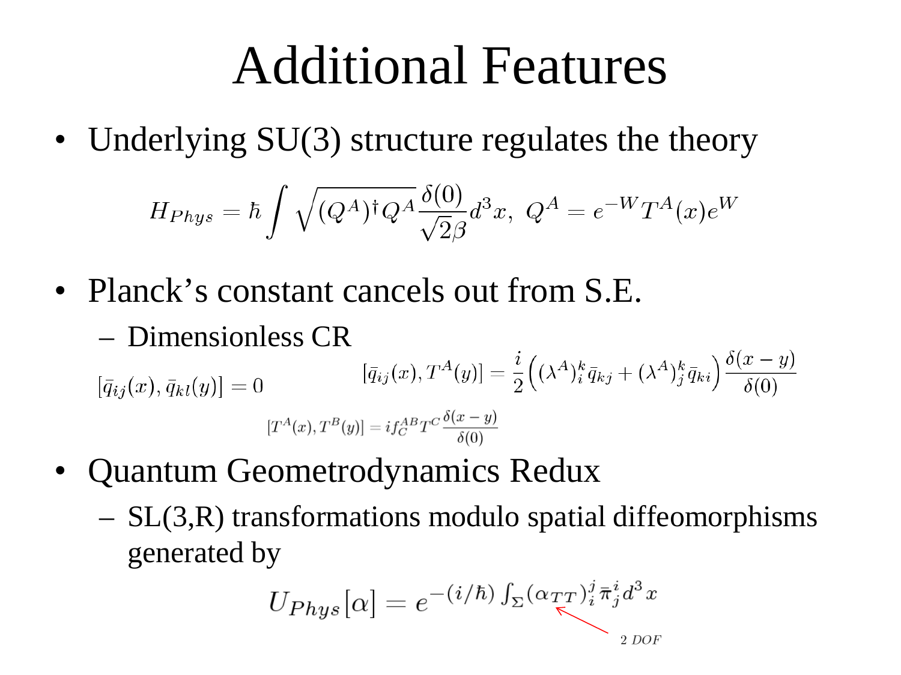# Additional Features

- Underlying SU(3) structure regulates the theory

$$H_{Phys} = \hbar \int \sqrt{(Q^A)^\dagger Q^A} \frac{\delta(0)}{\sqrt{2}\beta} d^3x, \; Q^A = e^{-W} T^A(x) e^W$$

- Planck's constant cancels out from S.E.
  - Dimensionless CR

$$[\bar{q}_{ij}(x), \bar{q}_{kl}(y)] = 0 \qquad [\bar{q}_{ij}(x), T^A(y)] = \frac{i}{2}\Big( (\lambda^A)^k_i \bar{q}_{kj} + (\lambda^A)^k_j \bar{q}_{ki} \Big) \frac{\delta(x-y)}{\delta(0)}$$

$$[T^A(x), T^B(y)] = i f^{AB}_C T^C \frac{\delta(x-y)}{\delta(0)}$$

- Quantum Geometrodynamics Redux
  - SL(3,R) transformations modulo spatial diffeomorphisms generated by

$$U_{Phys}[\alpha] = e^{-(i/\hbar) \int_\Sigma (\alpha_{TT})^j_i \bar{\pi}^i_j d^3x}$$

$2 \; DOF$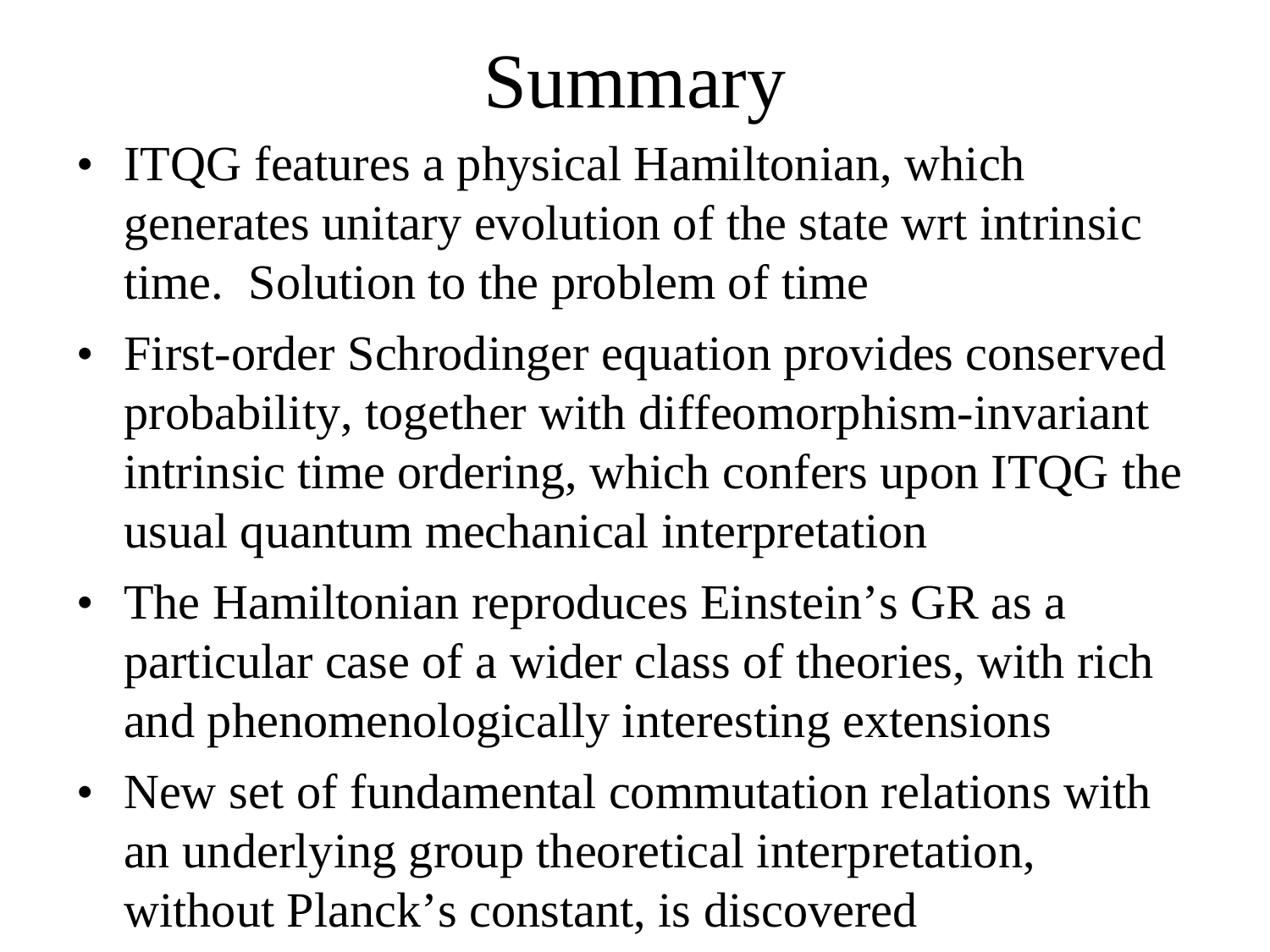# Summary

- ITQG features a physical Hamiltonian, which generates unitary evolution of the state wrt intrinsic time. Solution to the problem of time
- First-order Schrodinger equation provides conserved probability, together with diffeomorphism-invariant intrinsic time ordering, which confers upon ITQG the usual quantum mechanical interpretation
- The Hamiltonian reproduces Einstein's GR as a particular case of a wider class of theories, with rich and phenomenologically interesting extensions
- New set of fundamental commutation relations with an underlying group theoretical interpretation, without Planck's constant, is discovered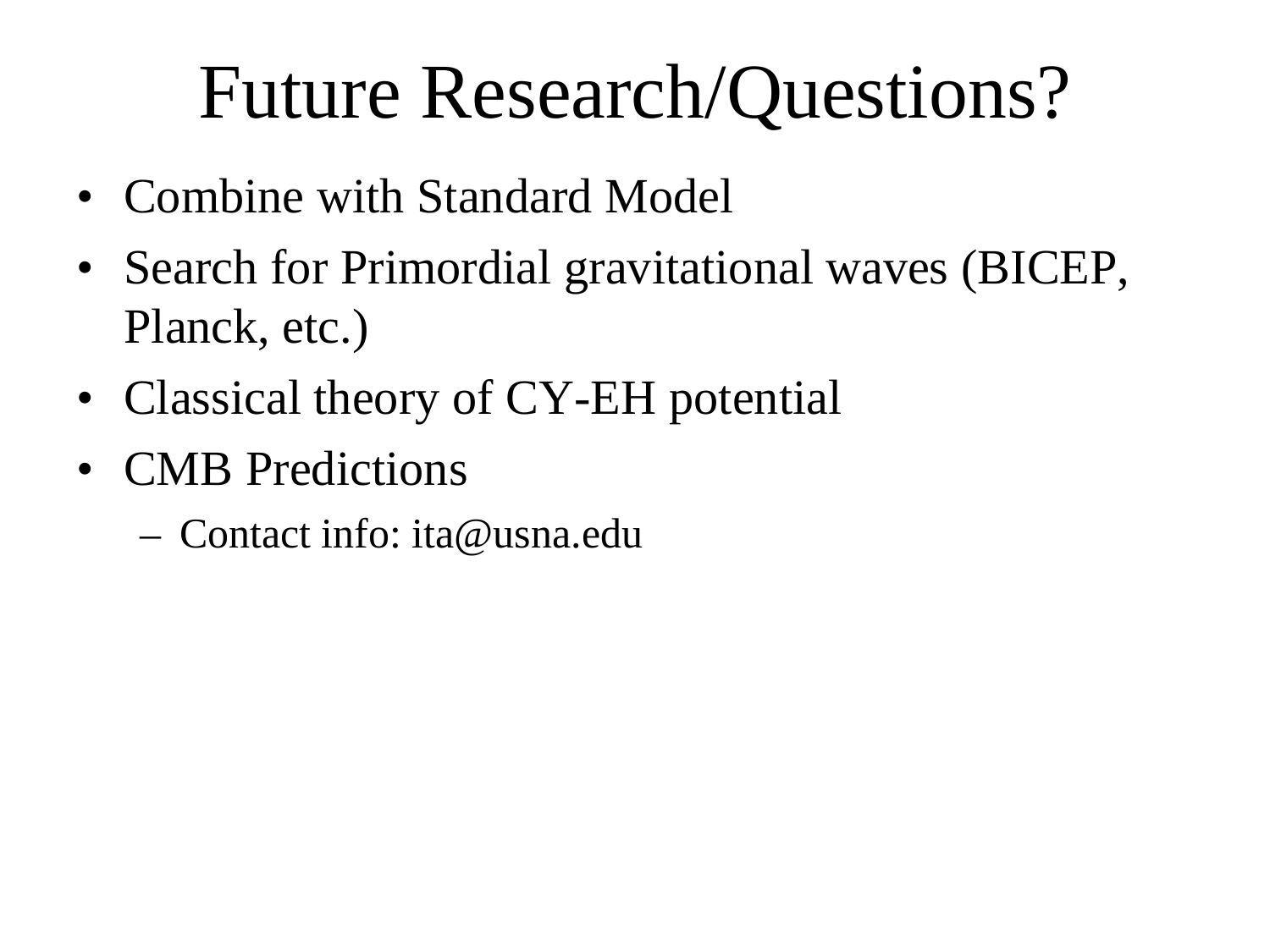# Future Research/Questions?

- Combine with Standard Model
- Search for Primordial gravitational waves (BICEP, Planck, etc.)
- Classical theory of CY-EH potential
- CMB Predictions
  - Contact info: ita@usna.edu